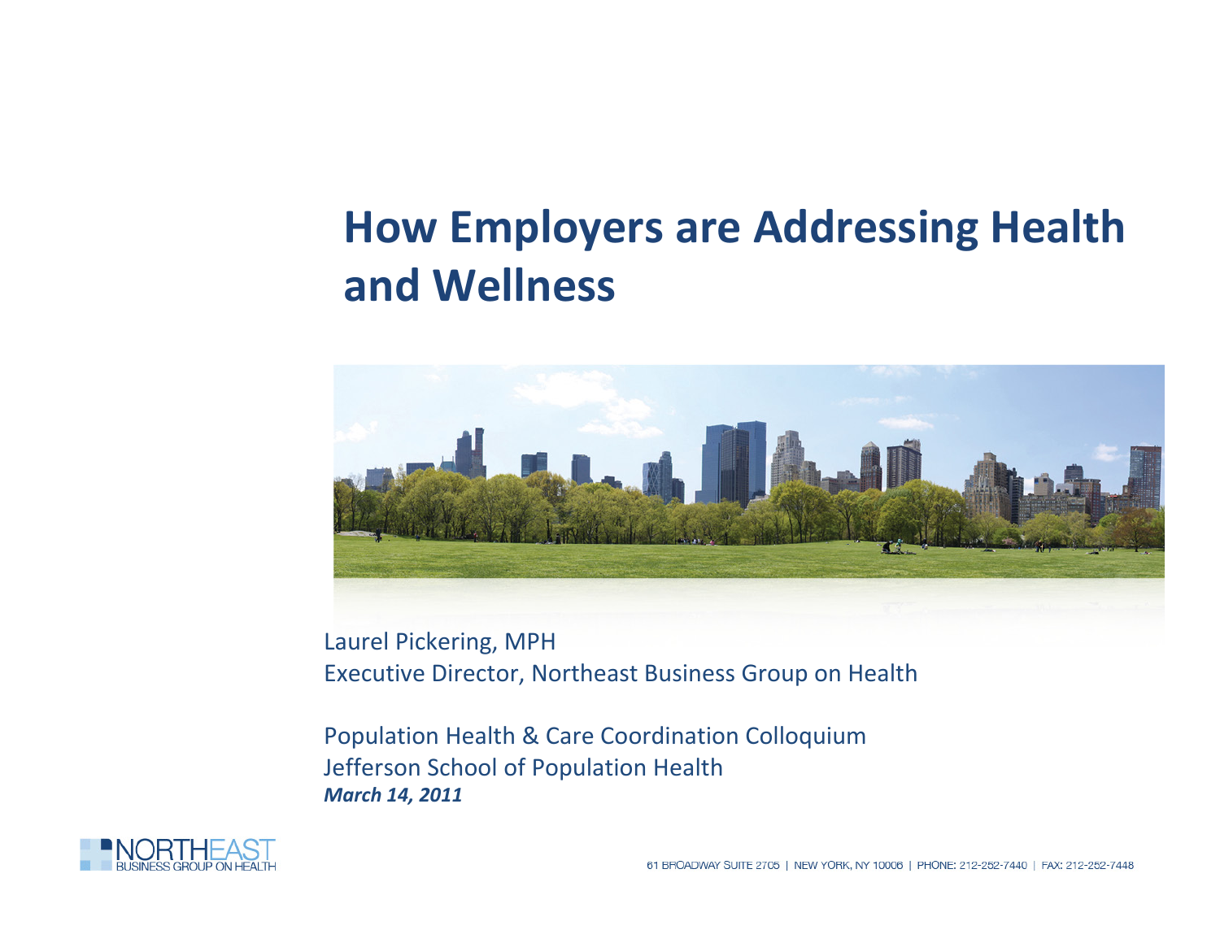# How Employers are Addressing Health and Wellness

Laurel Pickering, MPH
Executive Director, Northeast Business Group on Health

Population Health & Care Coordination Colloquium
Jefferson School of Population Health
***March 14, 2011***

NORTHEAST BUSINESS GROUP ON HEALTH

61 BROADWAY SUITE 2705 | NEW YORK, NY 10006 | PHONE: 212-252-7440 | FAX: 212-252-7448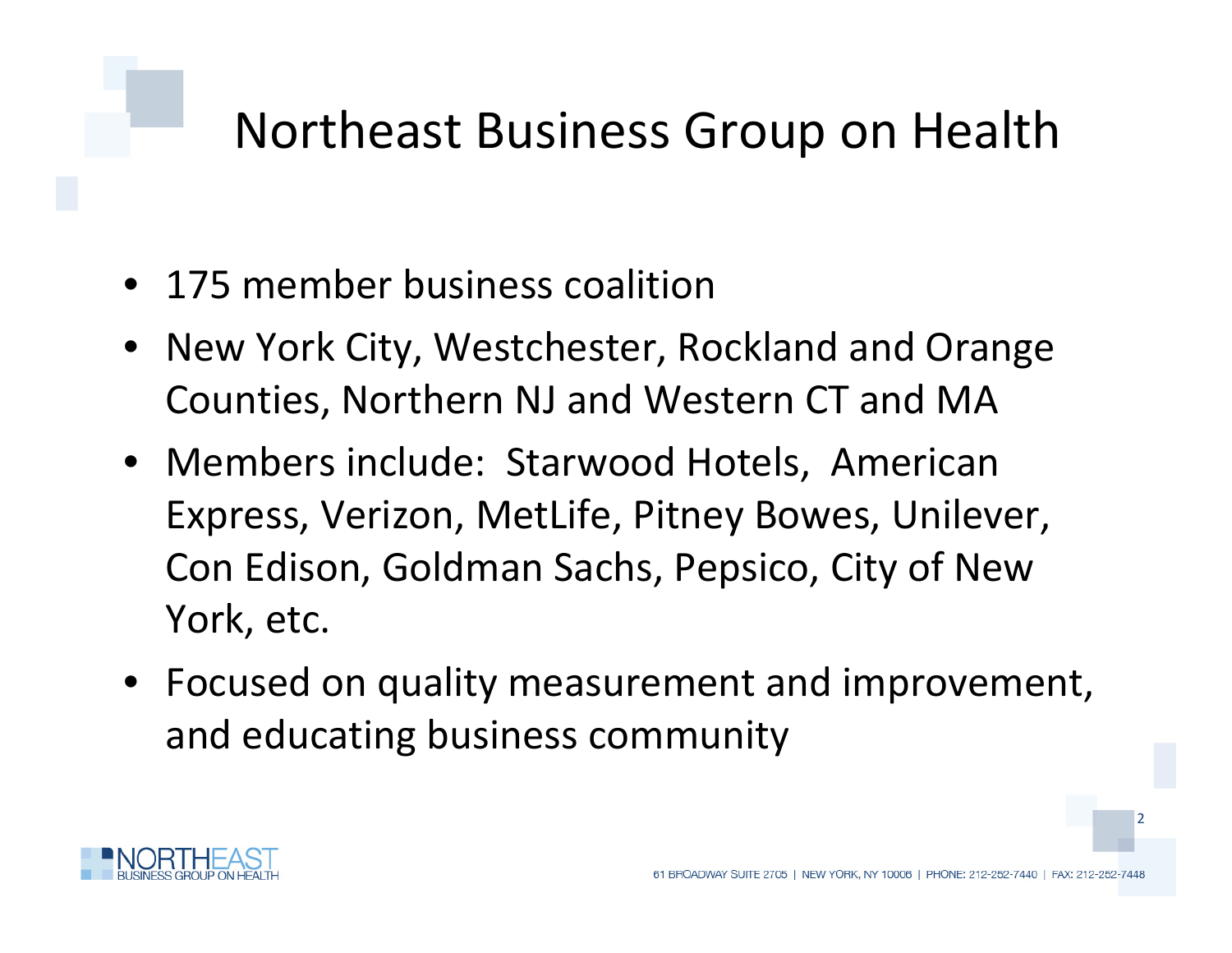# Northeast Business Group on Health

- 175 member business coalition
- New York City, Westchester, Rockland and Orange Counties, Northern NJ and Western CT and MA
- Members include: Starwood Hotels, American Express, Verizon, MetLife, Pitney Bowes, Unilever, Con Edison, Goldman Sachs, Pepsico, City of New York, etc.
- Focused on quality measurement and improvement, and educating business community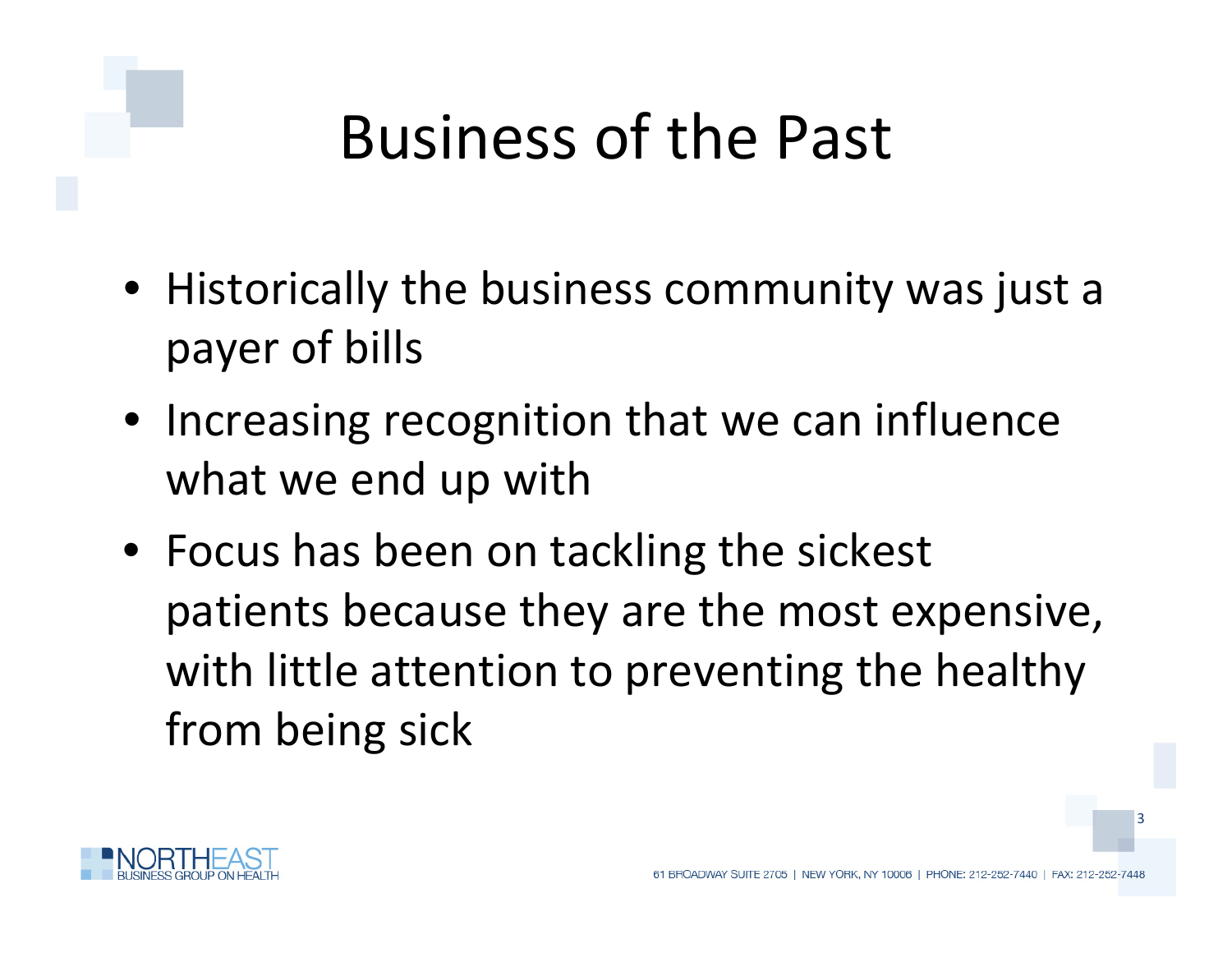# Business of the Past

- Historically the business community was just a payer of bills
- Increasing recognition that we can influence what we end up with
- Focus has been on tackling the sickest patients because they are the most expensive, with little attention to preventing the healthy from being sick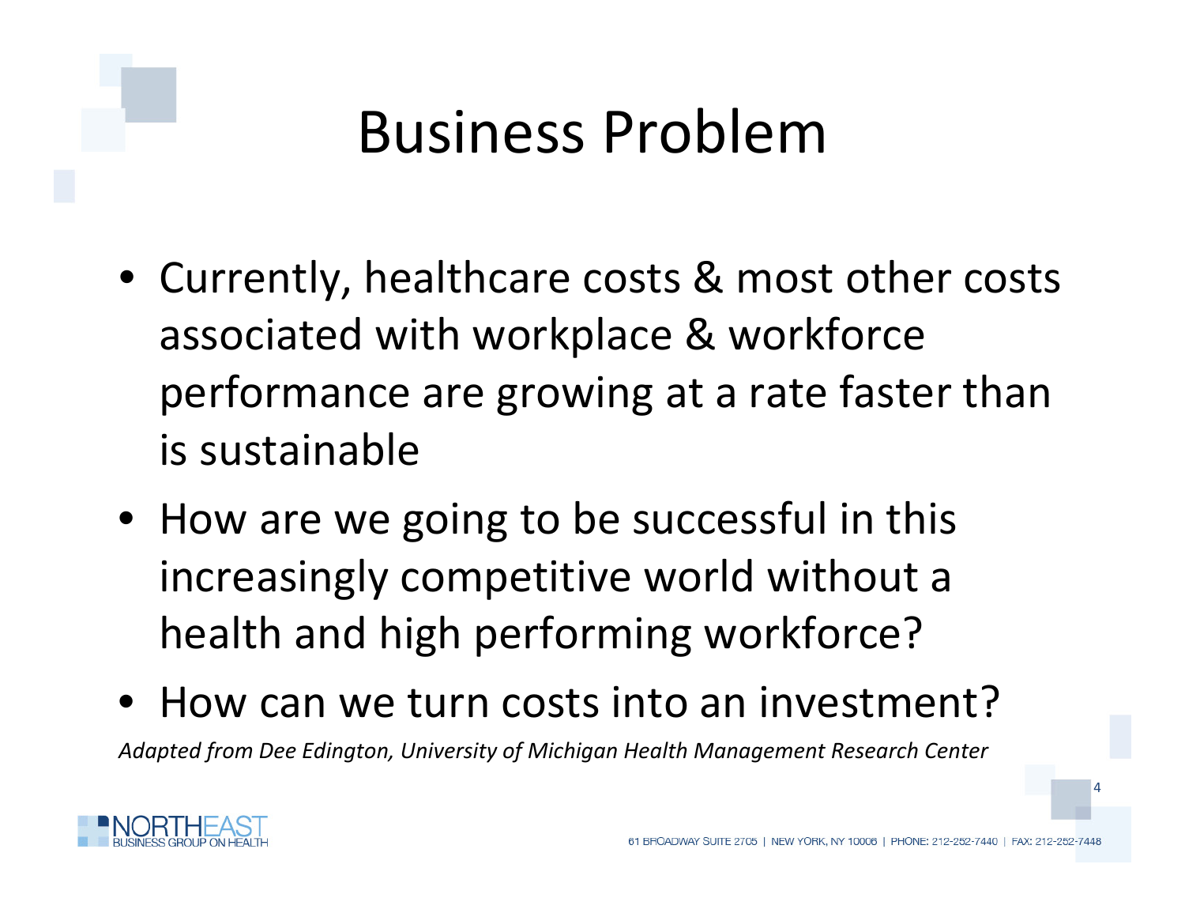# Business Problem

- Currently, healthcare costs & most other costs associated with workplace & workforce performance are growing at a rate faster than is sustainable
- How are we going to be successful in this increasingly competitive world without a health and high performing workforce?
- How can we turn costs into an investment?

*Adapted from Dee Edington, University of Michigan Health Management Research Center*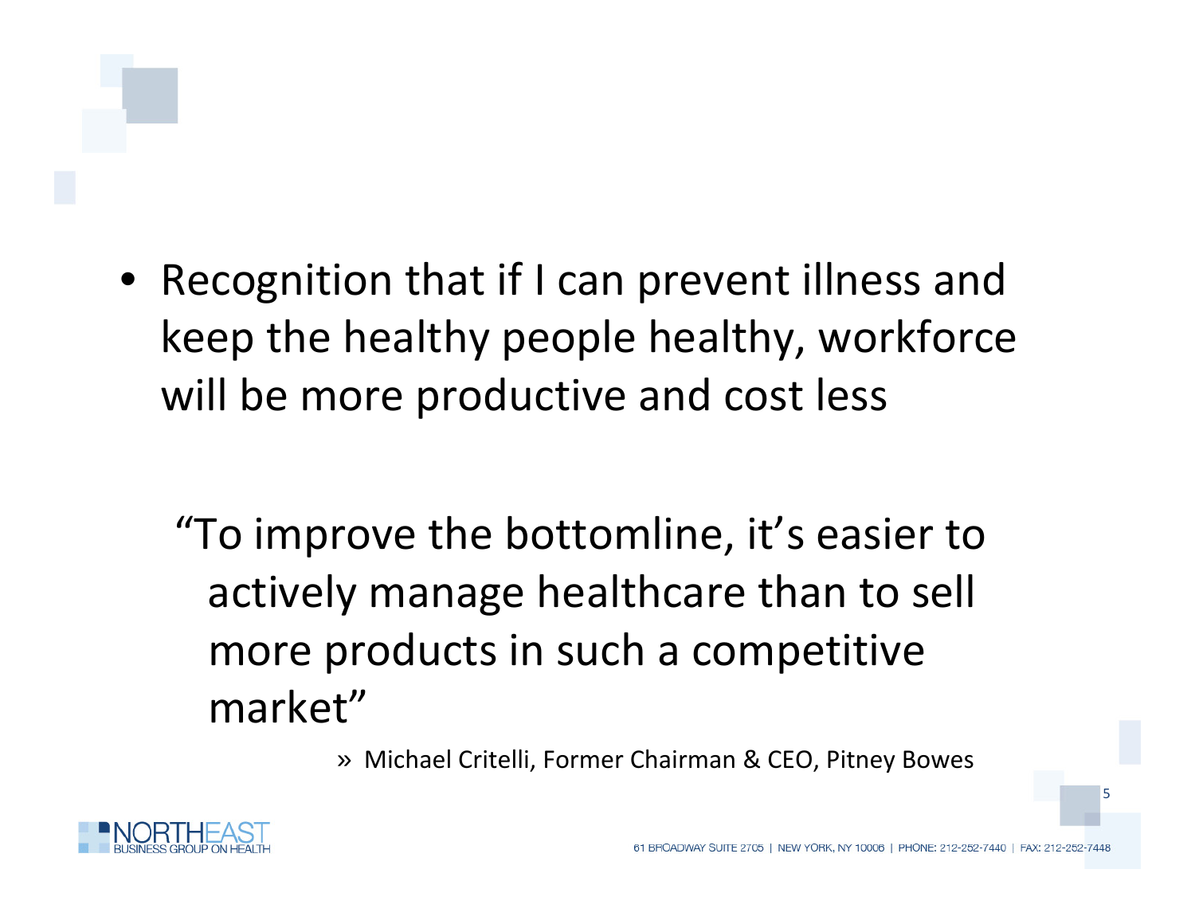- Recognition that if I can prevent illness and keep the healthy people healthy, workforce will be more productive and cost less

> "To improve the bottomline, it's easier to actively manage healthcare than to sell more products in such a competitive market"
>
> » Michael Critelli, Former Chairman & CEO, Pitney Bowes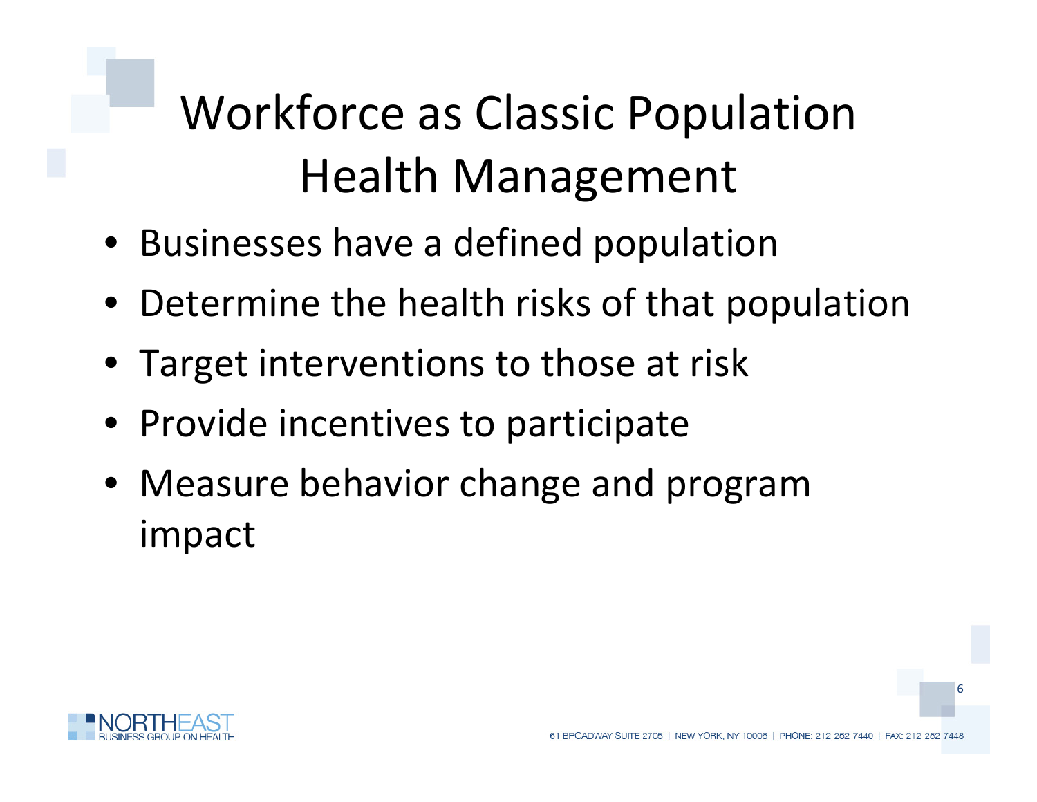# Workforce as Classic Population Health Management

- Businesses have a defined population
- Determine the health risks of that population
- Target interventions to those at risk
- Provide incentives to participate
- Measure behavior change and program impact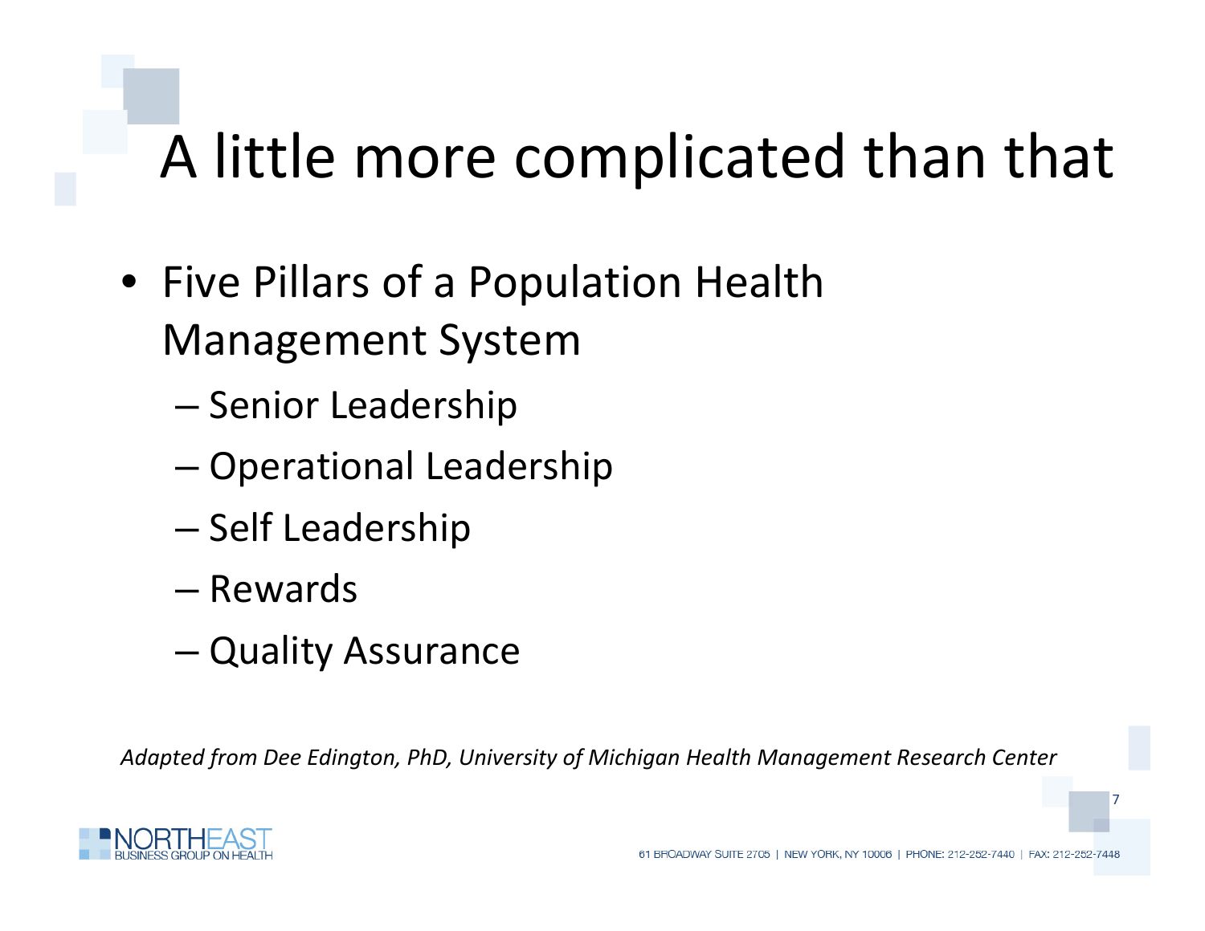# A little more complicated than that

- Five Pillars of a Population Health Management System
  - Senior Leadership
  - Operational Leadership
  - Self Leadership
  - Rewards
  - Quality Assurance

*Adapted from Dee Edington, PhD, University of Michigan Health Management Research Center*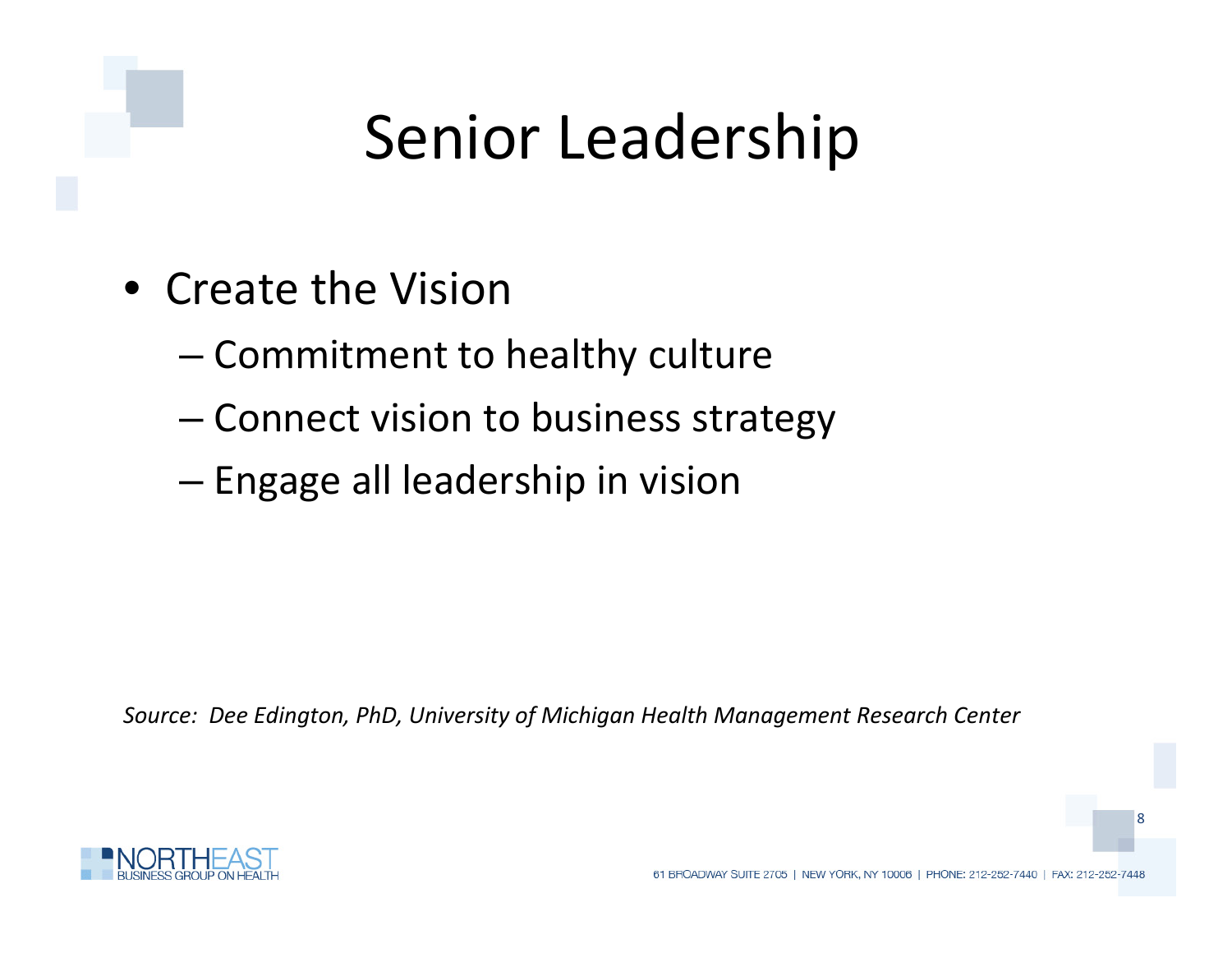# Senior Leadership

- Create the Vision
  - Commitment to healthy culture
  - Connect vision to business strategy
  - Engage all leadership in vision

*Source: Dee Edington, PhD, University of Michigan Health Management Research Center*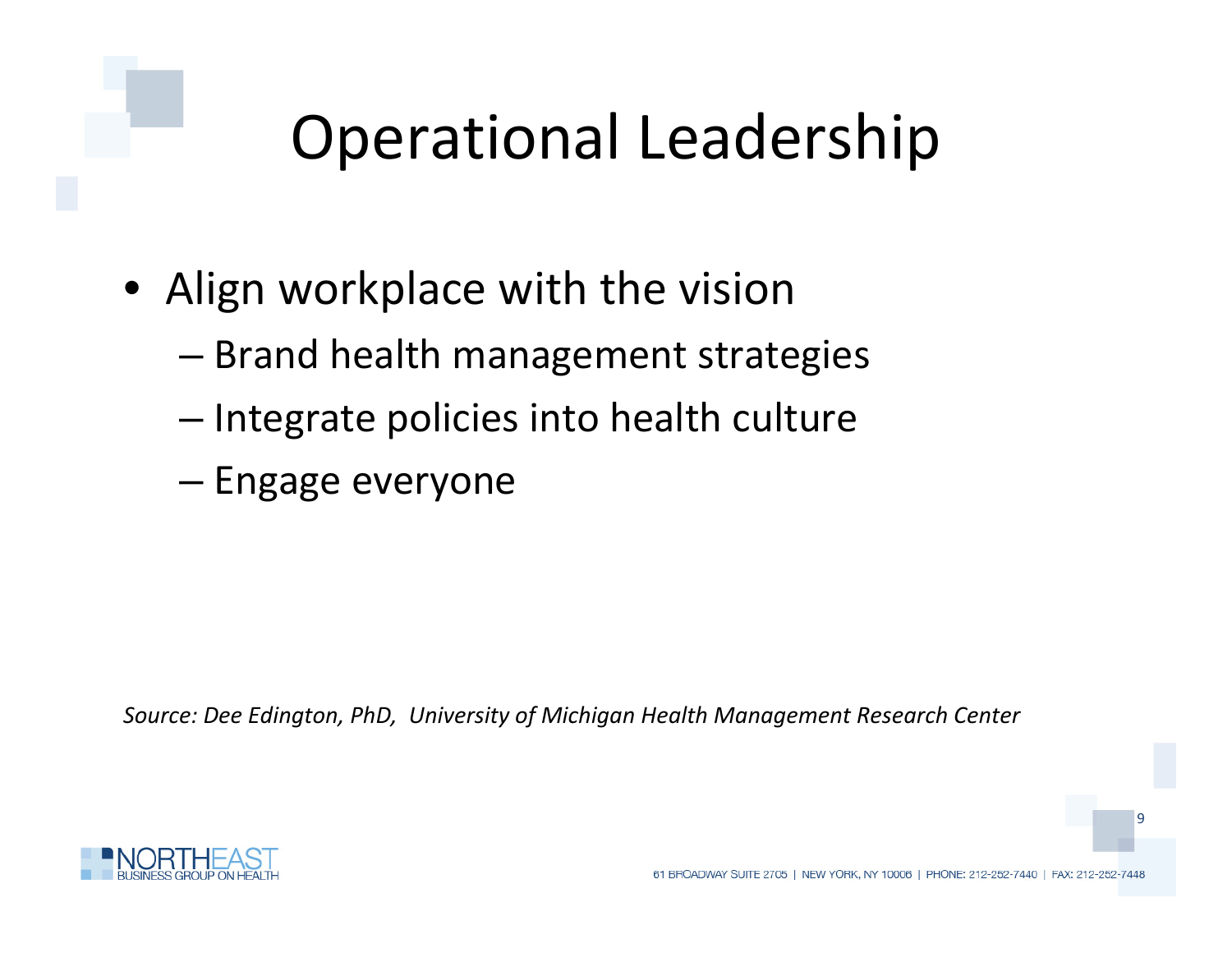# Operational Leadership

- Align workplace with the vision
  - Brand health management strategies
  - Integrate policies into health culture
  - Engage everyone

*Source: Dee Edington, PhD, University of Michigan Health Management Research Center*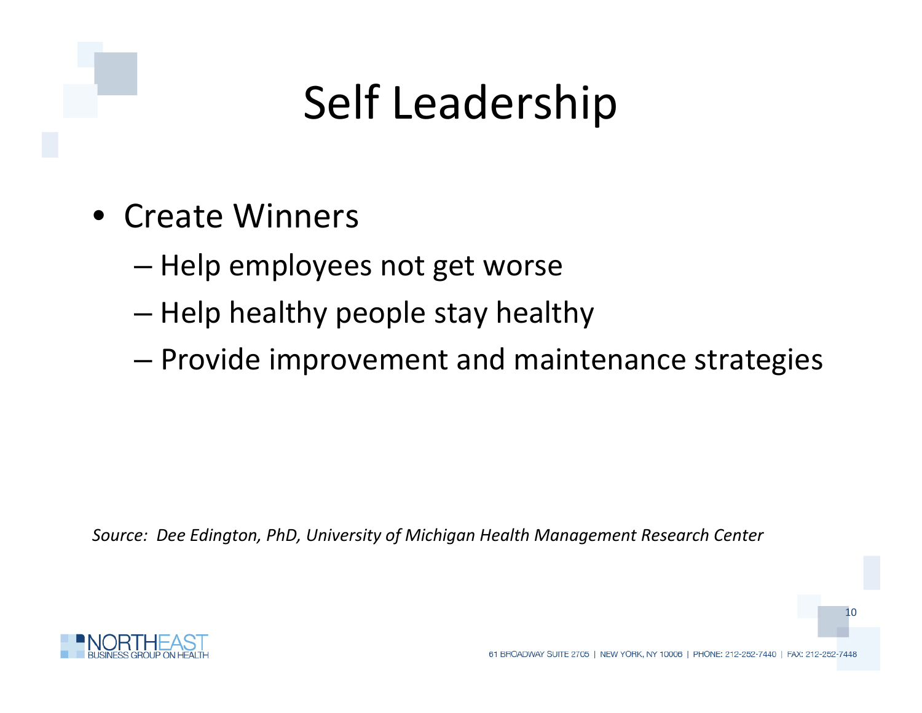# Self Leadership

- Create Winners
  - Help employees not get worse
  - Help healthy people stay healthy
  - Provide improvement and maintenance strategies

*Source: Dee Edington, PhD, University of Michigan Health Management Research Center*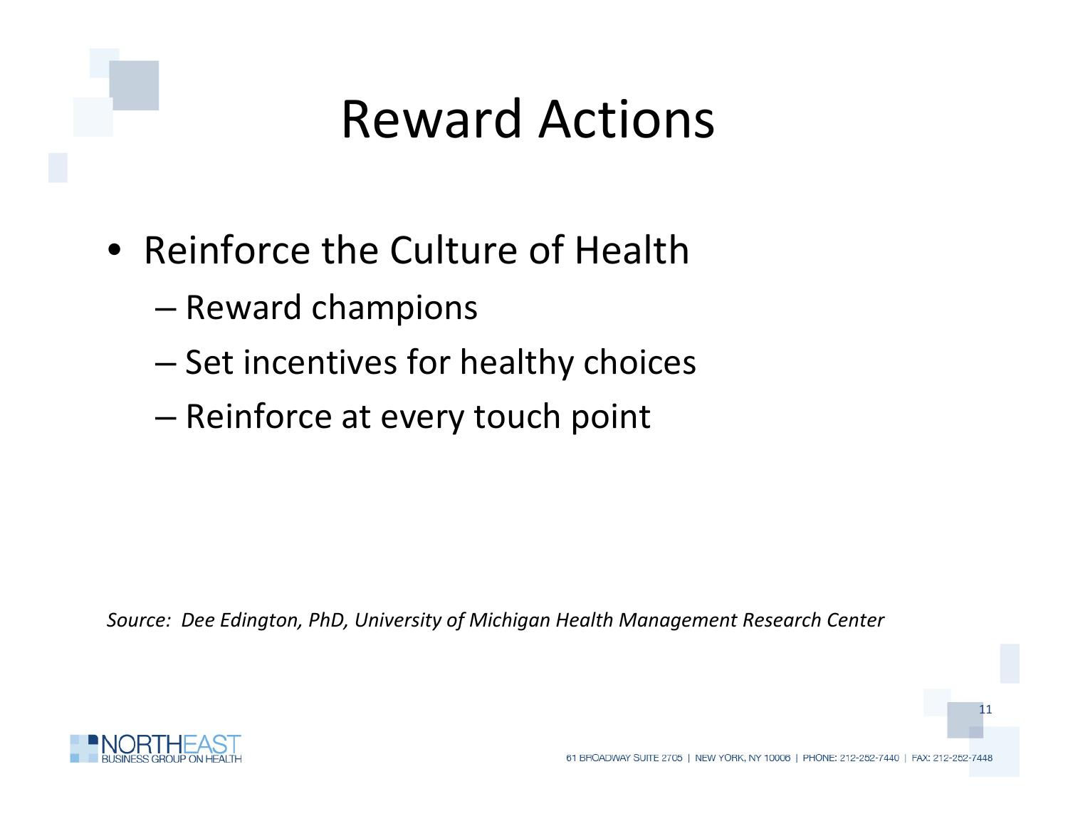# Reward Actions

- Reinforce the Culture of Health
  - Reward champions
  - Set incentives for healthy choices
  - Reinforce at every touch point

*Source: Dee Edington, PhD, University of Michigan Health Management Research Center*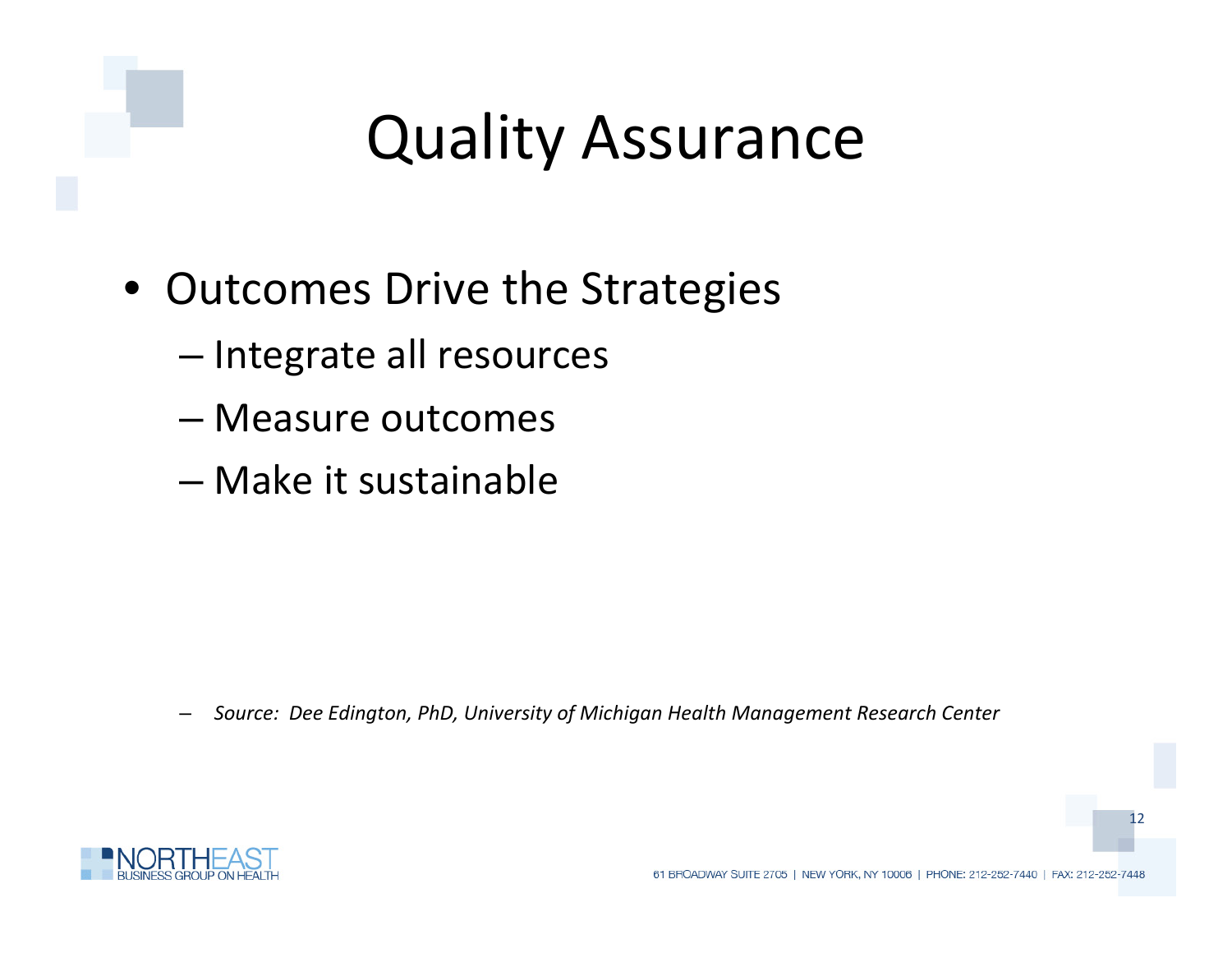# Quality Assurance

- Outcomes Drive the Strategies
  - Integrate all resources
  - Measure outcomes
  - Make it sustainable

– *Source: Dee Edington, PhD, University of Michigan Health Management Research Center*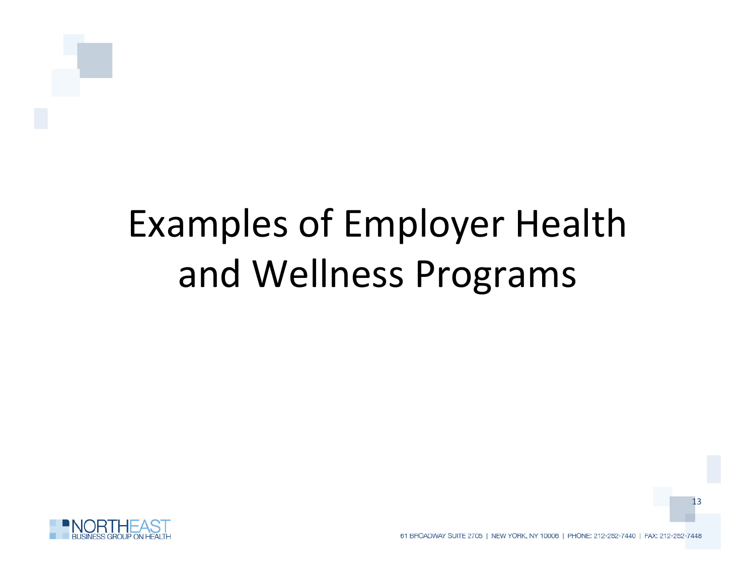# Examples of Employer Health and Wellness Programs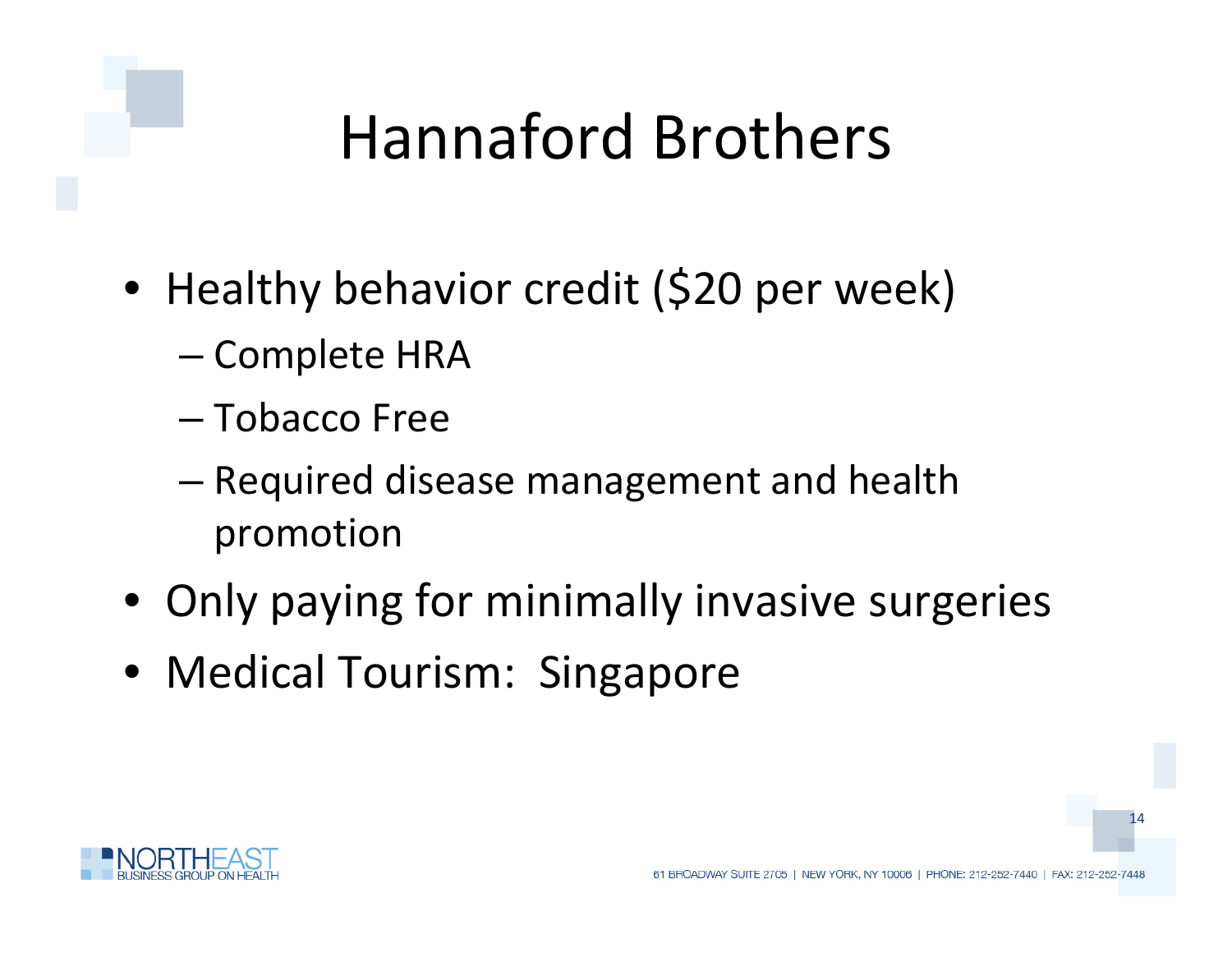# Hannaford Brothers

- Healthy behavior credit ($20 per week)
  - Complete HRA
  - Tobacco Free
  - Required disease management and health promotion
- Only paying for minimally invasive surgeries
- Medical Tourism: Singapore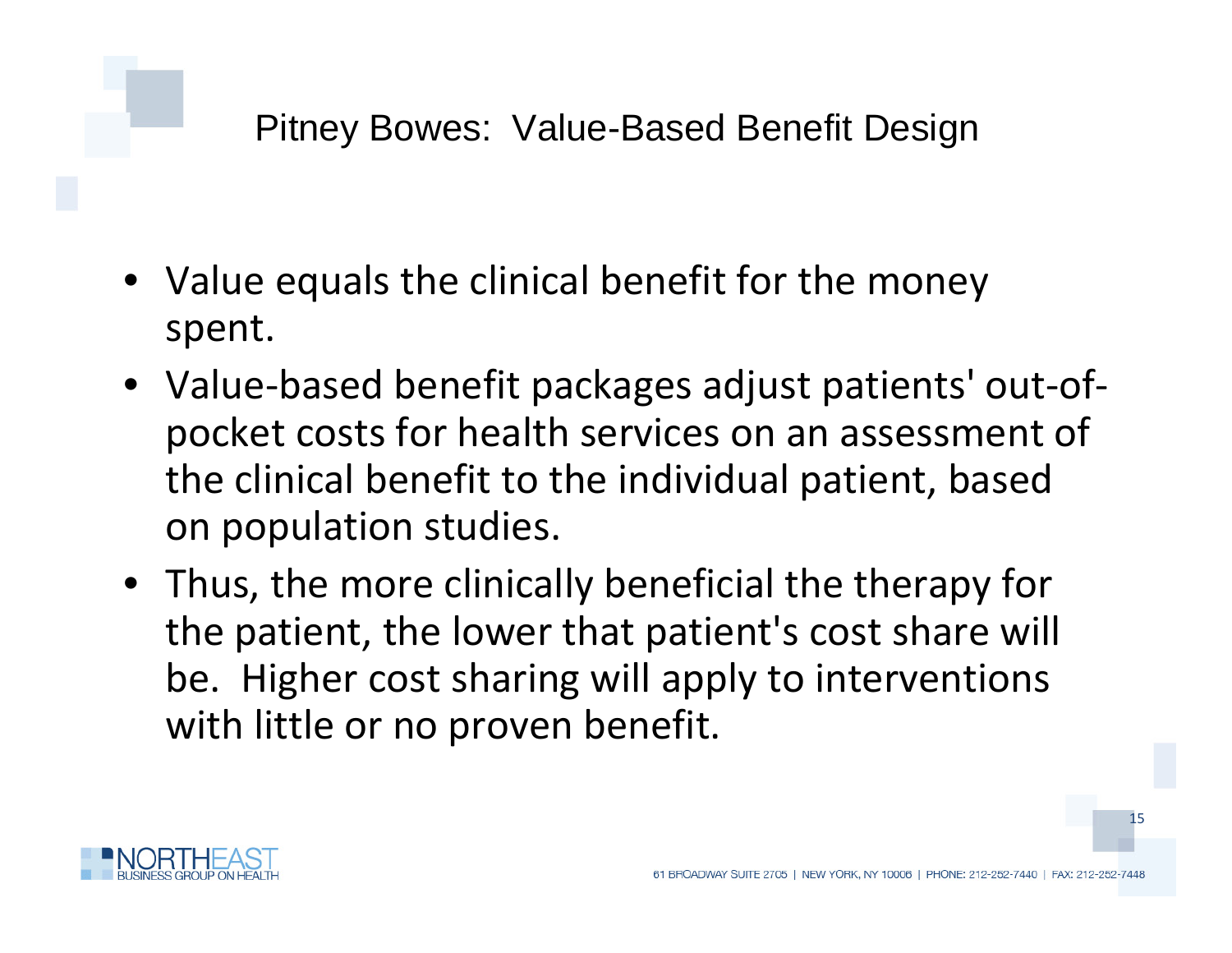# Pitney Bowes: Value-Based Benefit Design

- Value equals the clinical benefit for the money spent.
- Value-based benefit packages adjust patients' out-of-pocket costs for health services on an assessment of the clinical benefit to the individual patient, based on population studies.
- Thus, the more clinically beneficial the therapy for the patient, the lower that patient's cost share will be. Higher cost sharing will apply to interventions with little or no proven benefit.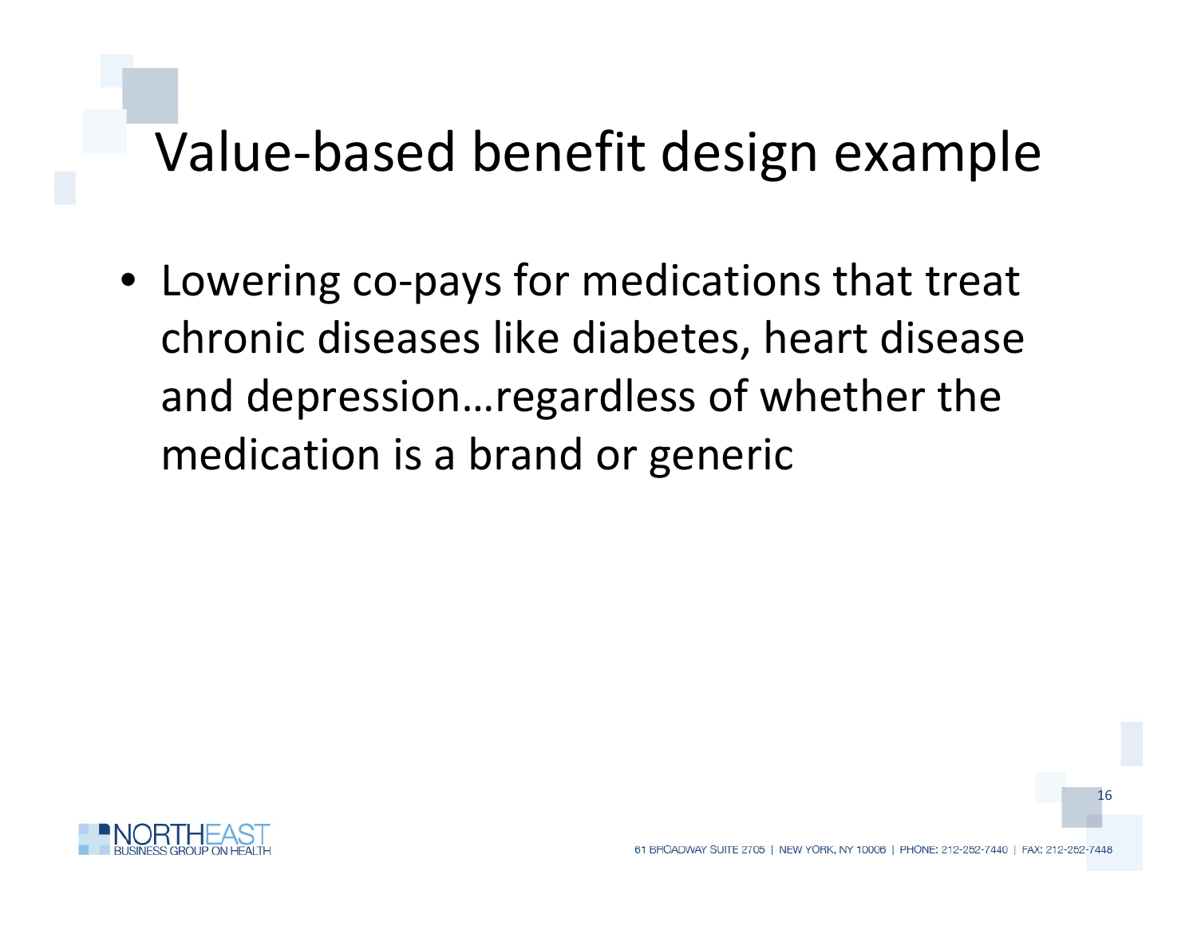# Value-based benefit design example

- Lowering co-pays for medications that treat chronic diseases like diabetes, heart disease and depression…regardless of whether the medication is a brand or generic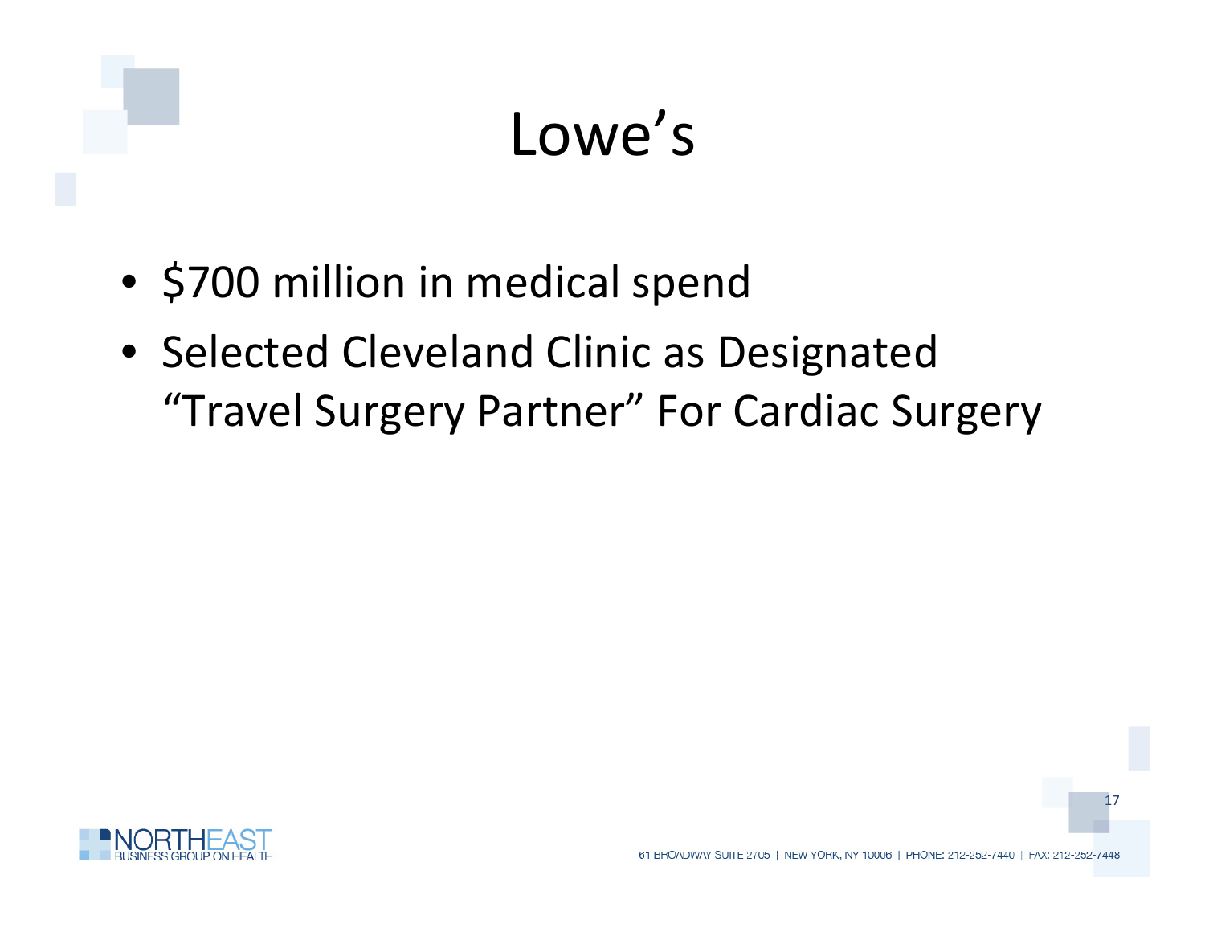# Lowe's

- $700 million in medical spend
- Selected Cleveland Clinic as Designated "Travel Surgery Partner" For Cardiac Surgery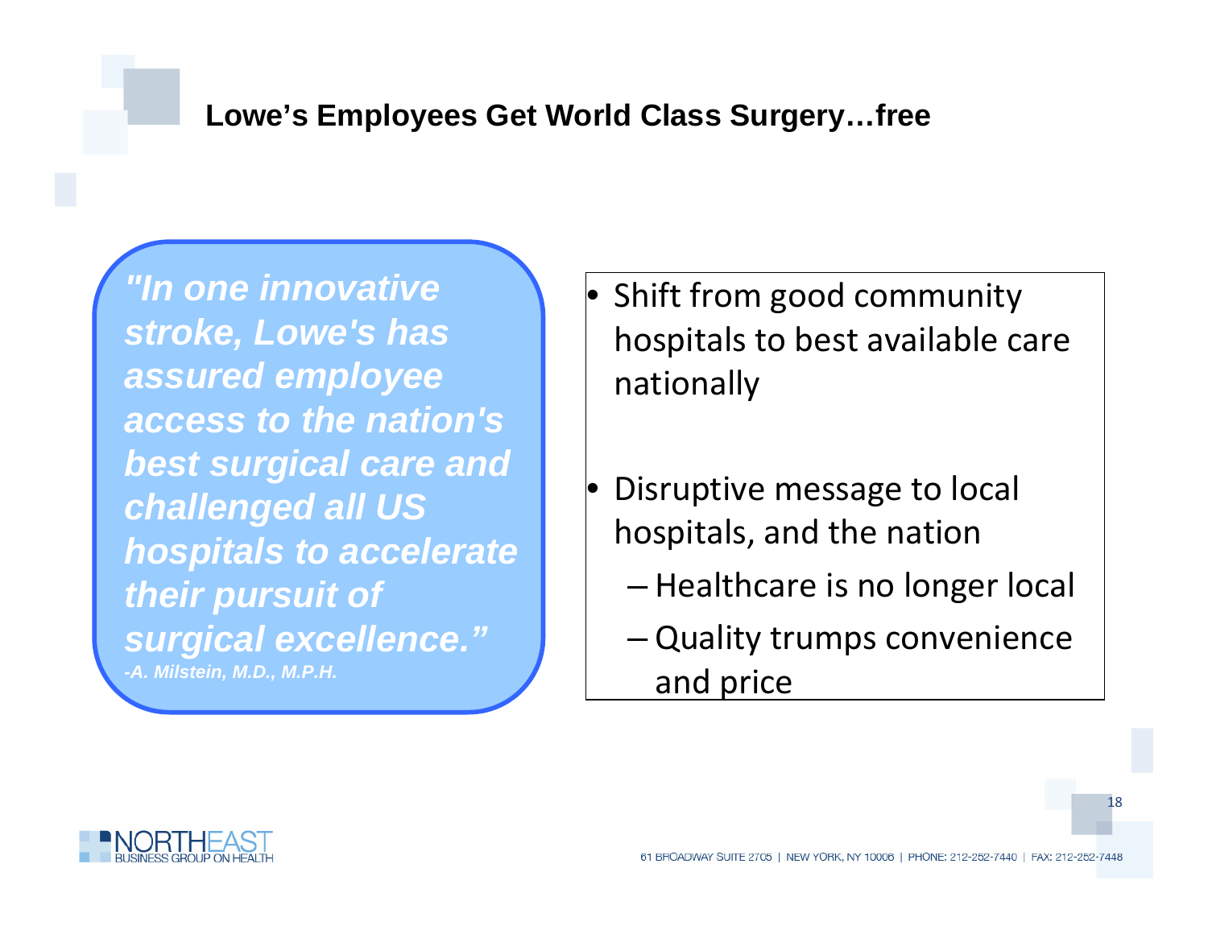# Lowe's Employees Get World Class Surgery…free

> ***"In one innovative stroke, Lowe's has assured employee access to the nation's best surgical care and challenged all US hospitals to accelerate their pursuit of surgical excellence."***
>
> ***-A. Milstein, M.D., M.P.H.***

- Shift from good community hospitals to best available care nationally
- Disruptive message to local hospitals, and the nation
  - Healthcare is no longer local
  - Quality trumps convenience and price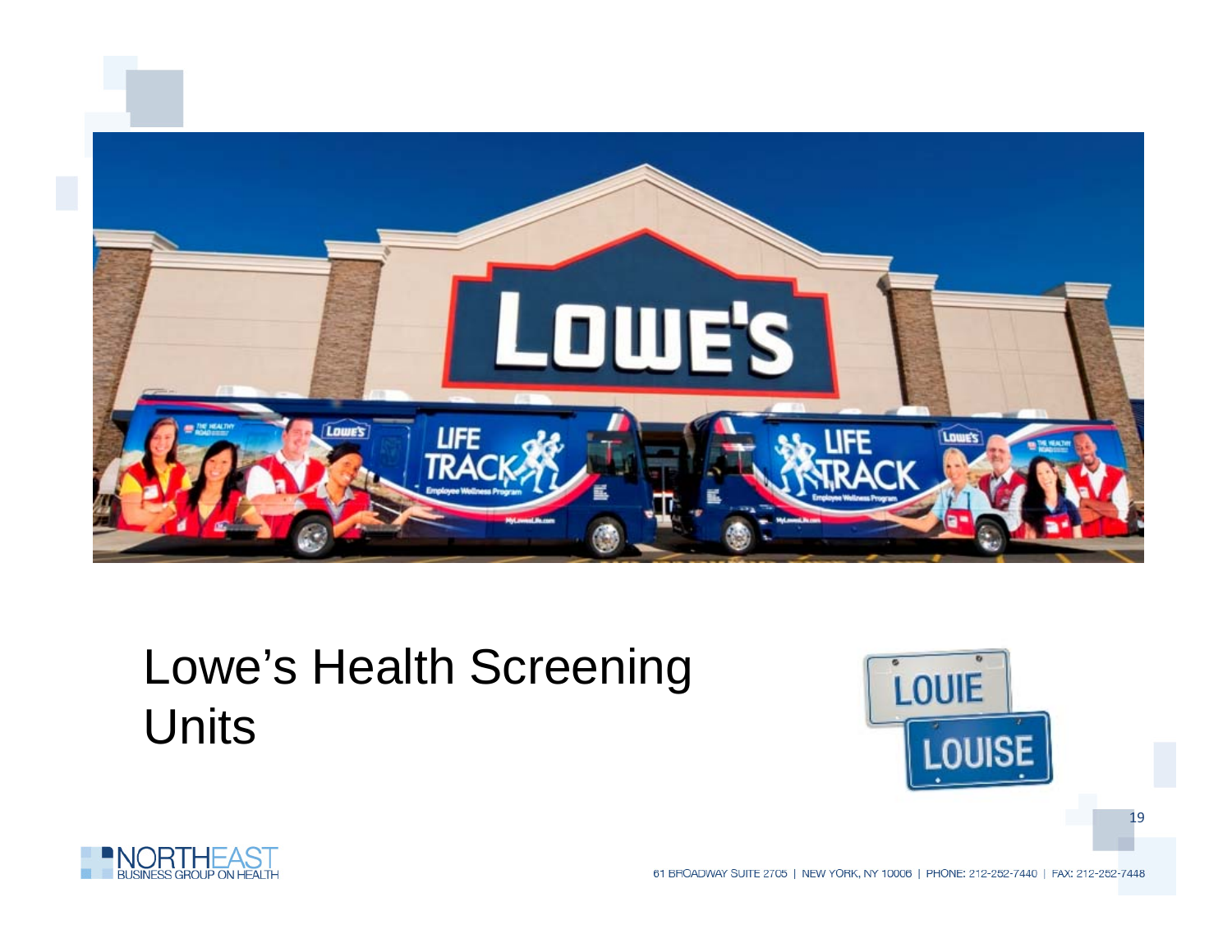# Lowe's Health Screening Units

LOUIE

LOUISE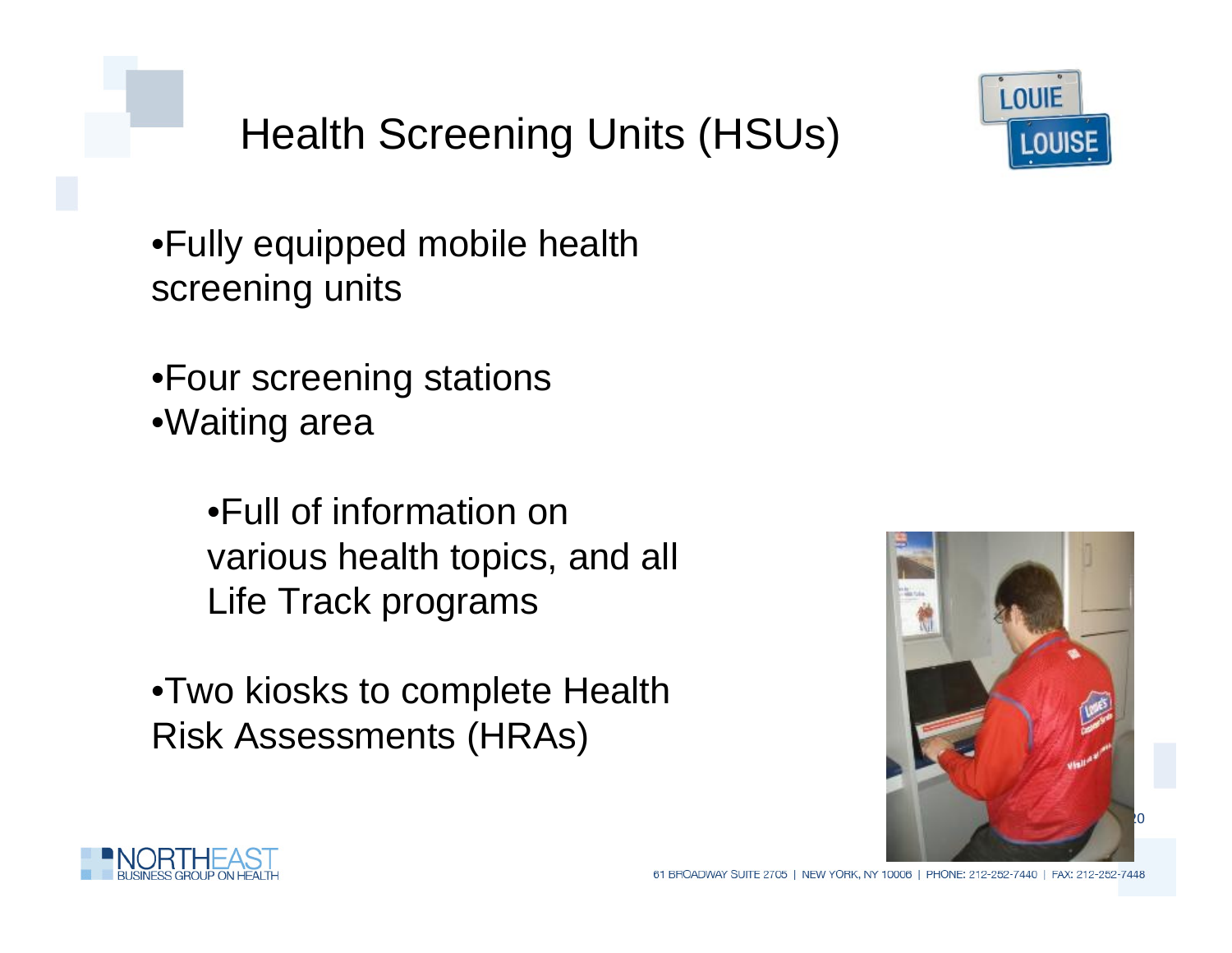# Health Screening Units (HSUs)

- Fully equipped mobile health screening units

- Four screening stations
- Waiting area
  - Full of information on various health topics, and all Life Track programs

- Two kiosks to complete Health Risk Assessments (HRAs)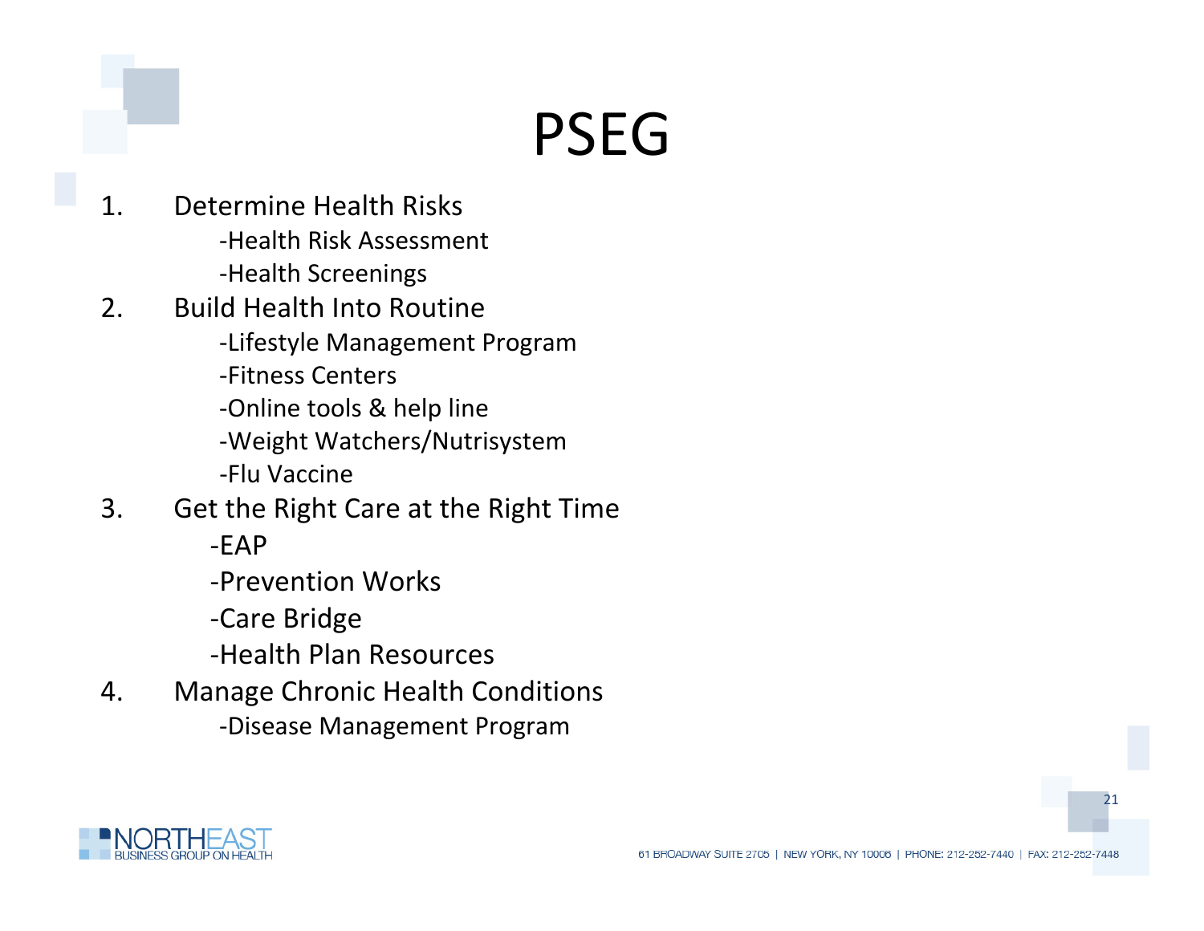# PSEG

1. Determine Health Risks
   - Health Risk Assessment
   - Health Screenings
2. Build Health Into Routine
   - Lifestyle Management Program
   - Fitness Centers
   - Online tools & help line
   - Weight Watchers/Nutrisystem
   - Flu Vaccine
3. Get the Right Care at the Right Time
   - EAP
   - Prevention Works
   - Care Bridge
   - Health Plan Resources
4. Manage Chronic Health Conditions
   - Disease Management Program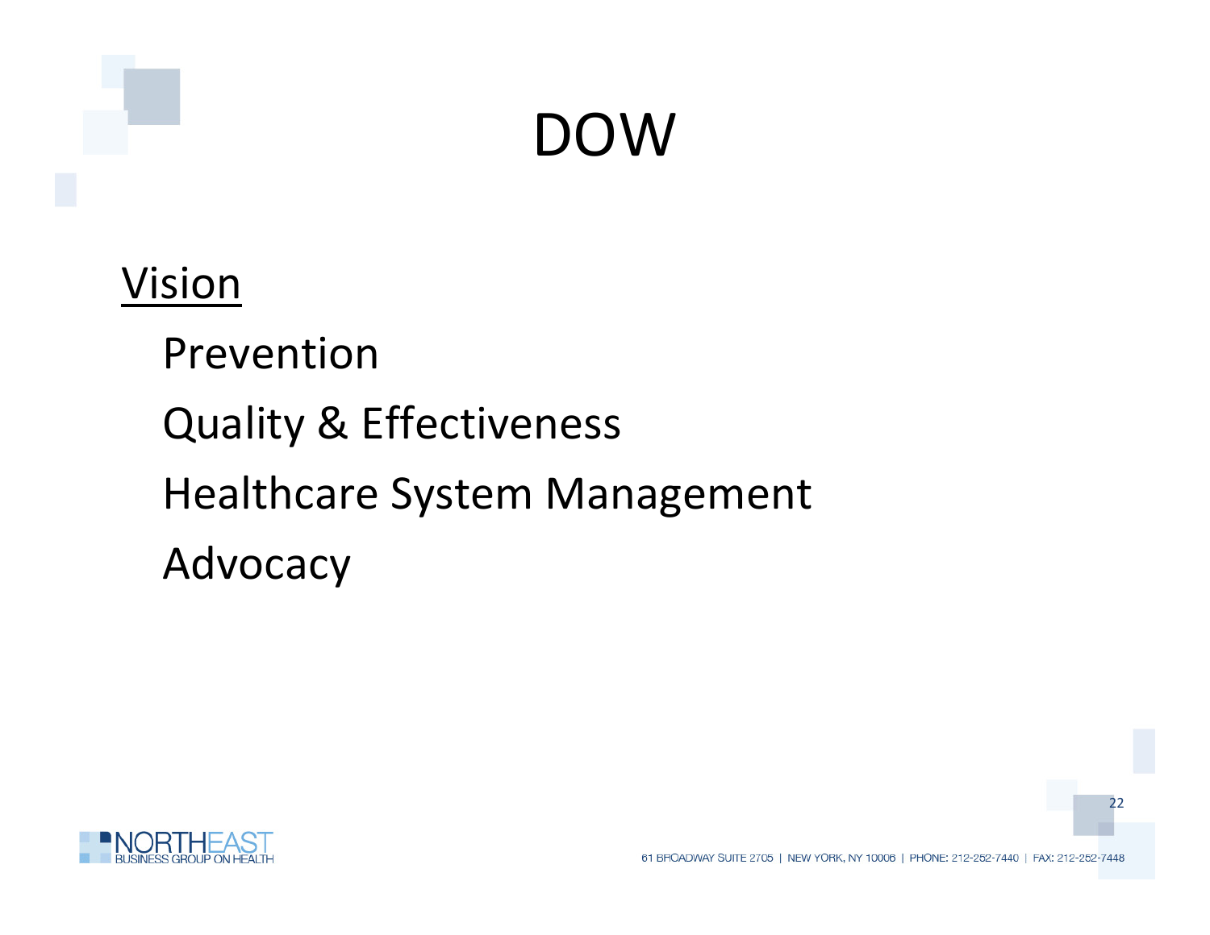# DOW

<u>Vision</u>

- Prevention
- Quality & Effectiveness
- Healthcare System Management
- Advocacy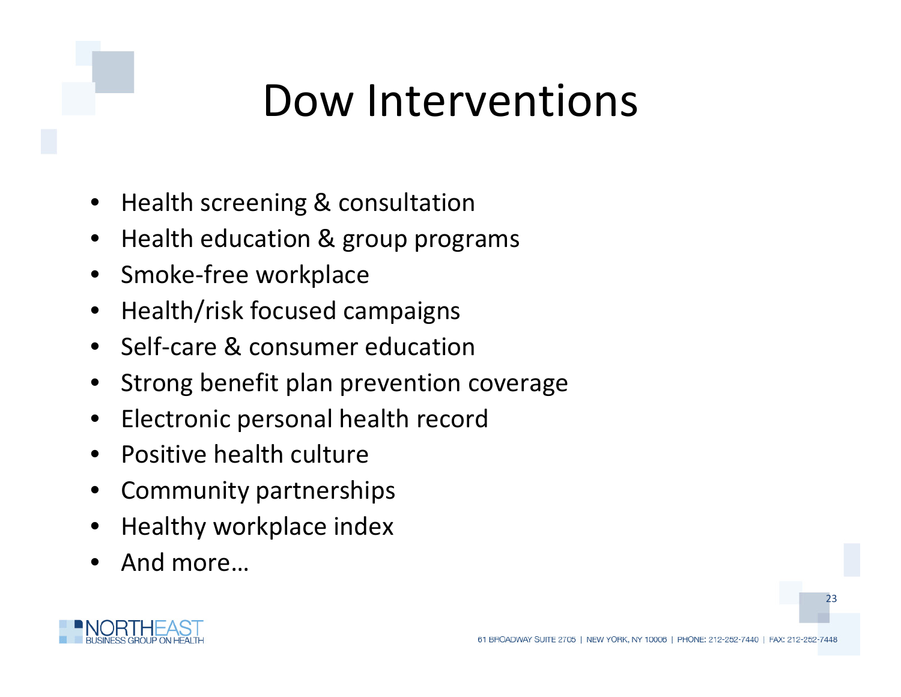# Dow Interventions

- Health screening & consultation
- Health education & group programs
- Smoke-free workplace
- Health/risk focused campaigns
- Self-care & consumer education
- Strong benefit plan prevention coverage
- Electronic personal health record
- Positive health culture
- Community partnerships
- Healthy workplace index
- And more…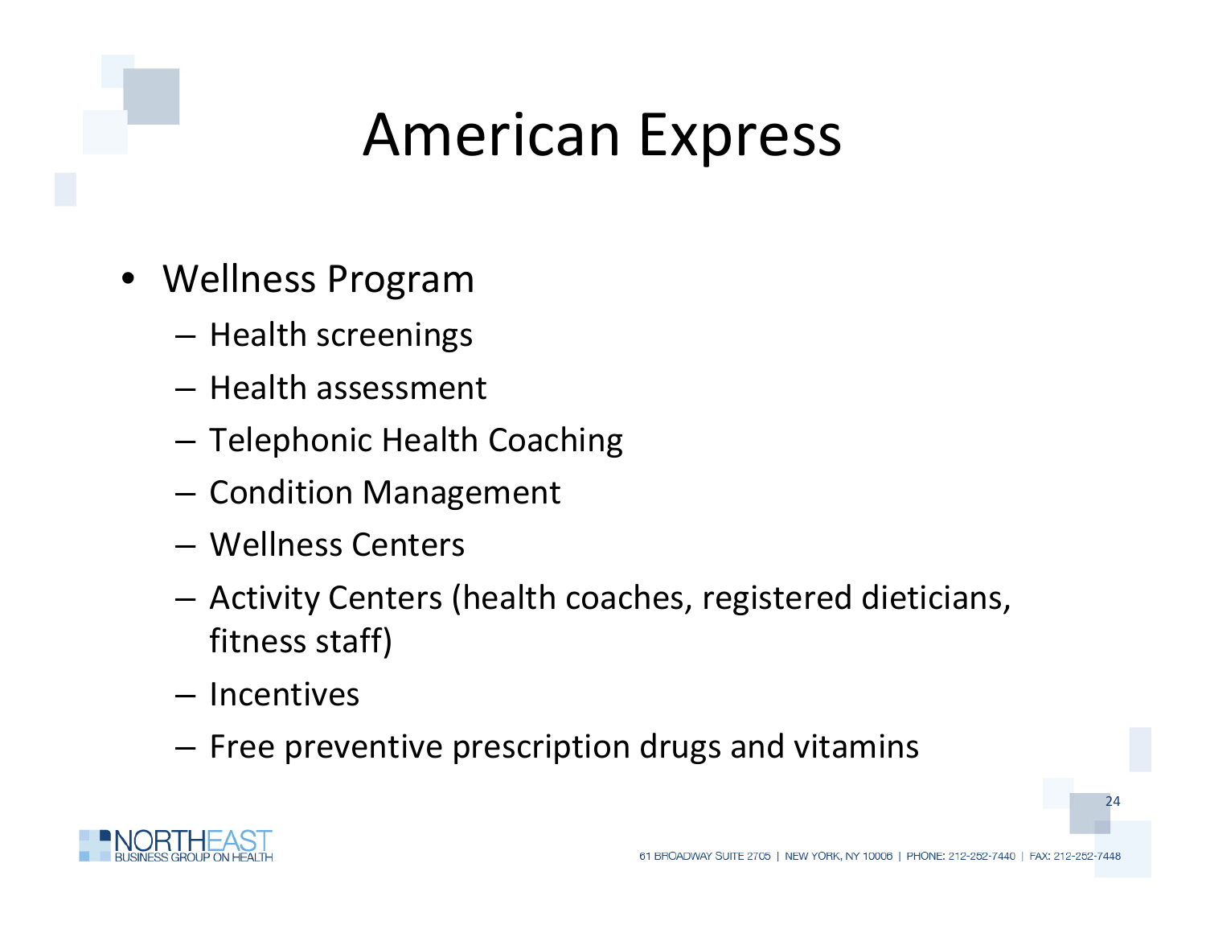# American Express

- Wellness Program
  - Health screenings
  - Health assessment
  - Telephonic Health Coaching
  - Condition Management
  - Wellness Centers
  - Activity Centers (health coaches, registered dieticians, fitness staff)
  - Incentives
  - Free preventive prescription drugs and vitamins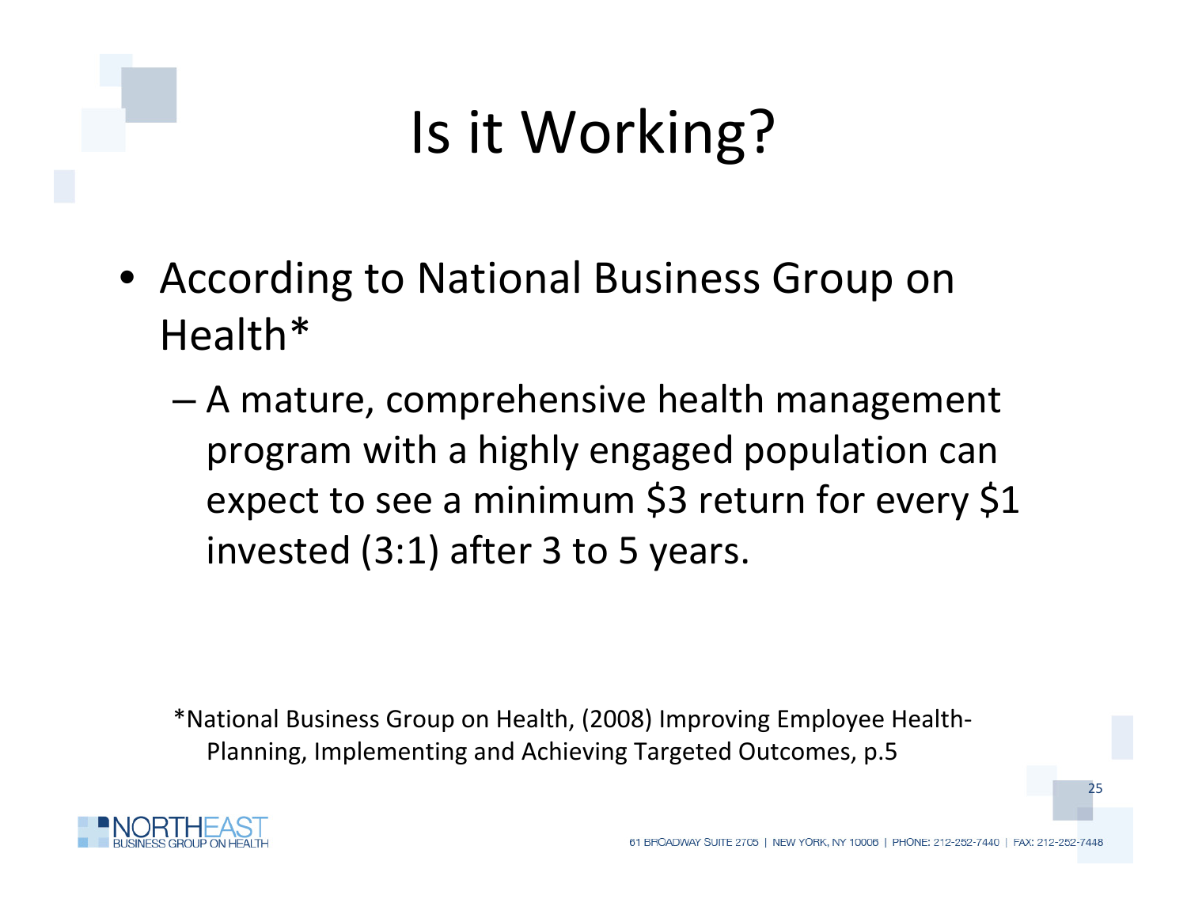# Is it Working?

- According to National Business Group on Health*
  - A mature, comprehensive health management program with a highly engaged population can expect to see a minimum $3 return for every $1 invested (3:1) after 3 to 5 years.

*National Business Group on Health, (2008) Improving Employee Health-Planning, Implementing and Achieving Targeted Outcomes, p.5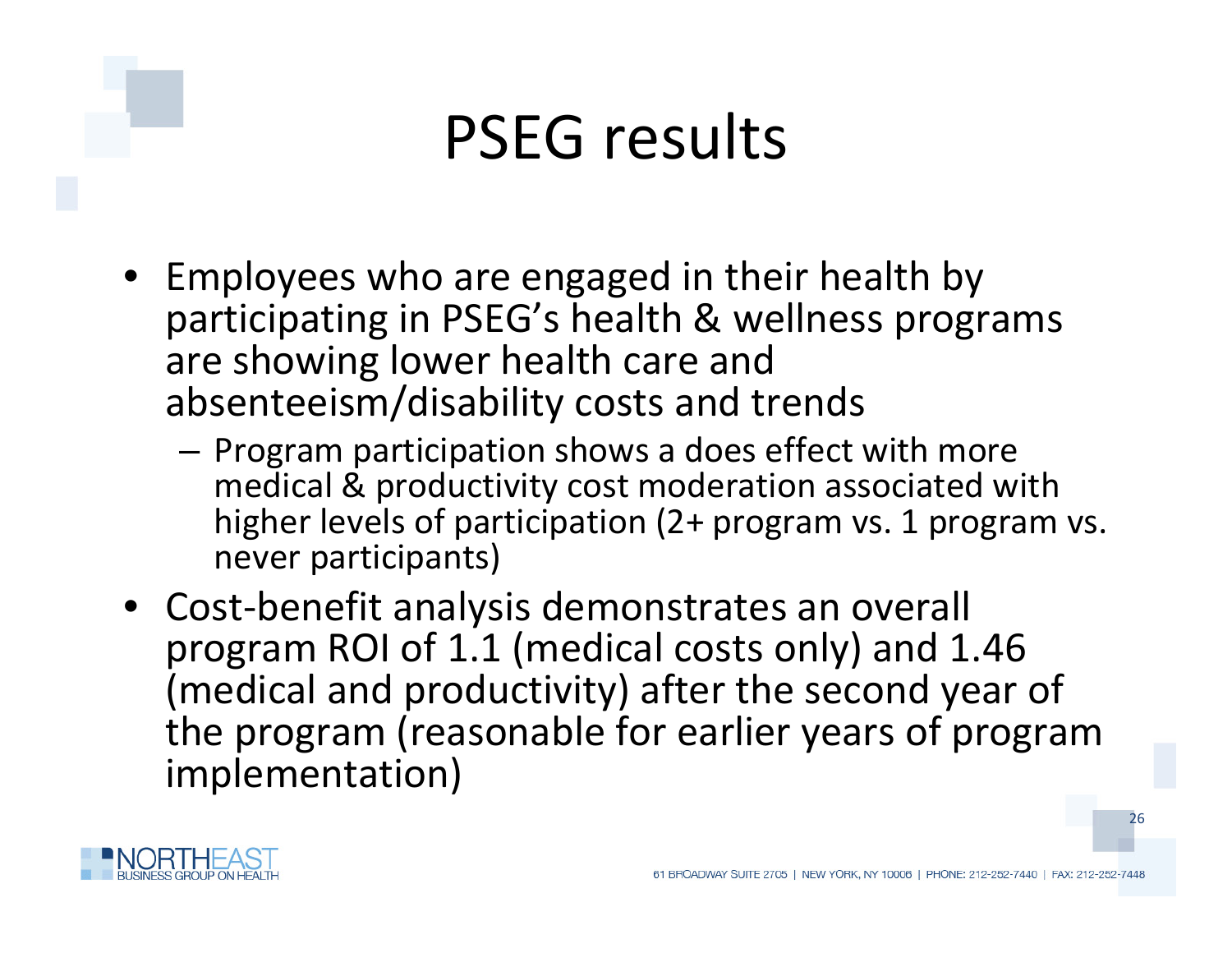# PSEG results

- Employees who are engaged in their health by participating in PSEG's health & wellness programs are showing lower health care and absenteeism/disability costs and trends
  - Program participation shows a does effect with more medical & productivity cost moderation associated with higher levels of participation (2+ program vs. 1 program vs. never participants)
- Cost-benefit analysis demonstrates an overall program ROI of 1.1 (medical costs only) and 1.46 (medical and productivity) after the second year of the program (reasonable for earlier years of program implementation)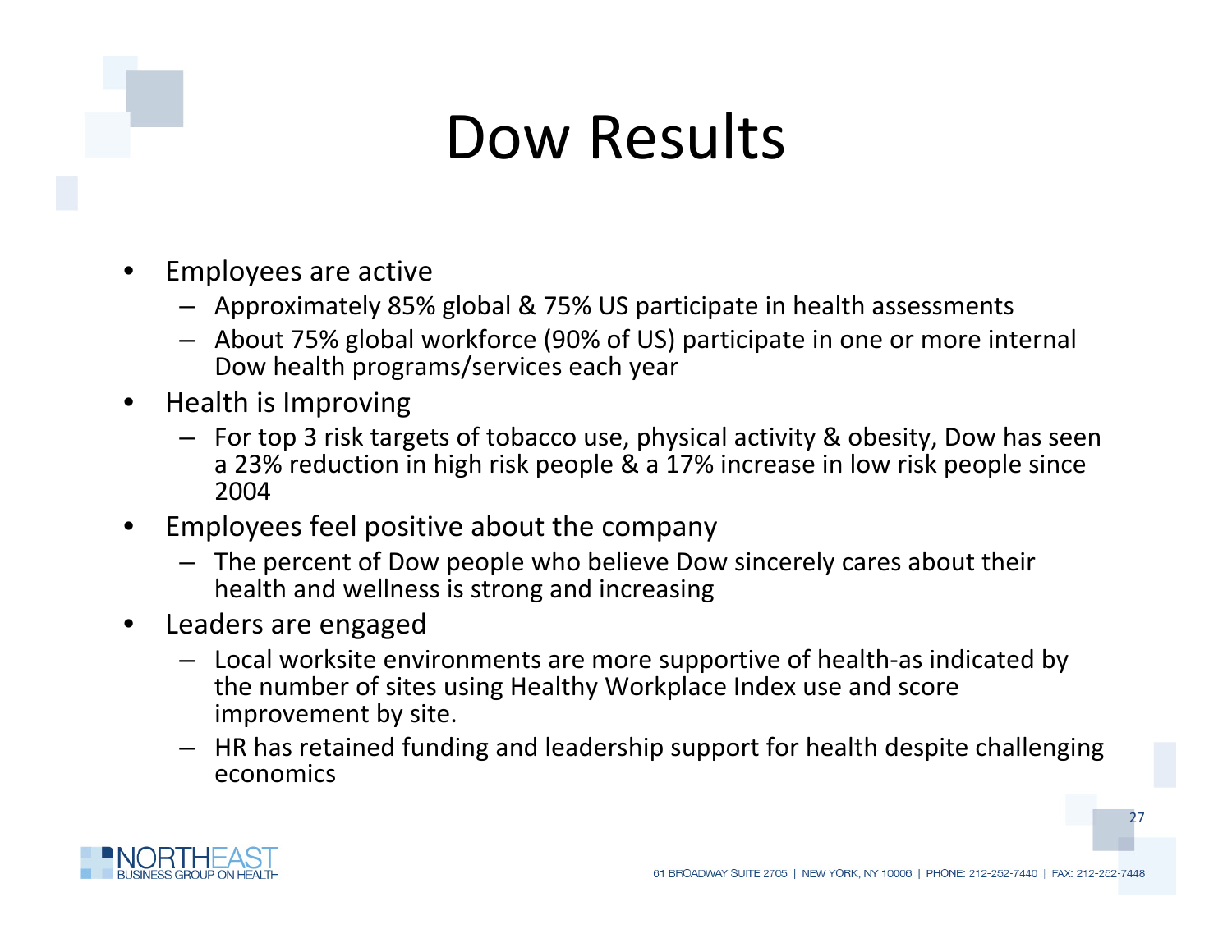# Dow Results

- Employees are active
  - Approximately 85% global & 75% US participate in health assessments
  - About 75% global workforce (90% of US) participate in one or more internal Dow health programs/services each year
- Health is Improving
  - For top 3 risk targets of tobacco use, physical activity & obesity, Dow has seen a 23% reduction in high risk people & a 17% increase in low risk people since 2004
- Employees feel positive about the company
  - The percent of Dow people who believe Dow sincerely cares about their health and wellness is strong and increasing
- Leaders are engaged
  - Local worksite environments are more supportive of health-as indicated by the number of sites using Healthy Workplace Index use and score improvement by site.
  - HR has retained funding and leadership support for health despite challenging economics